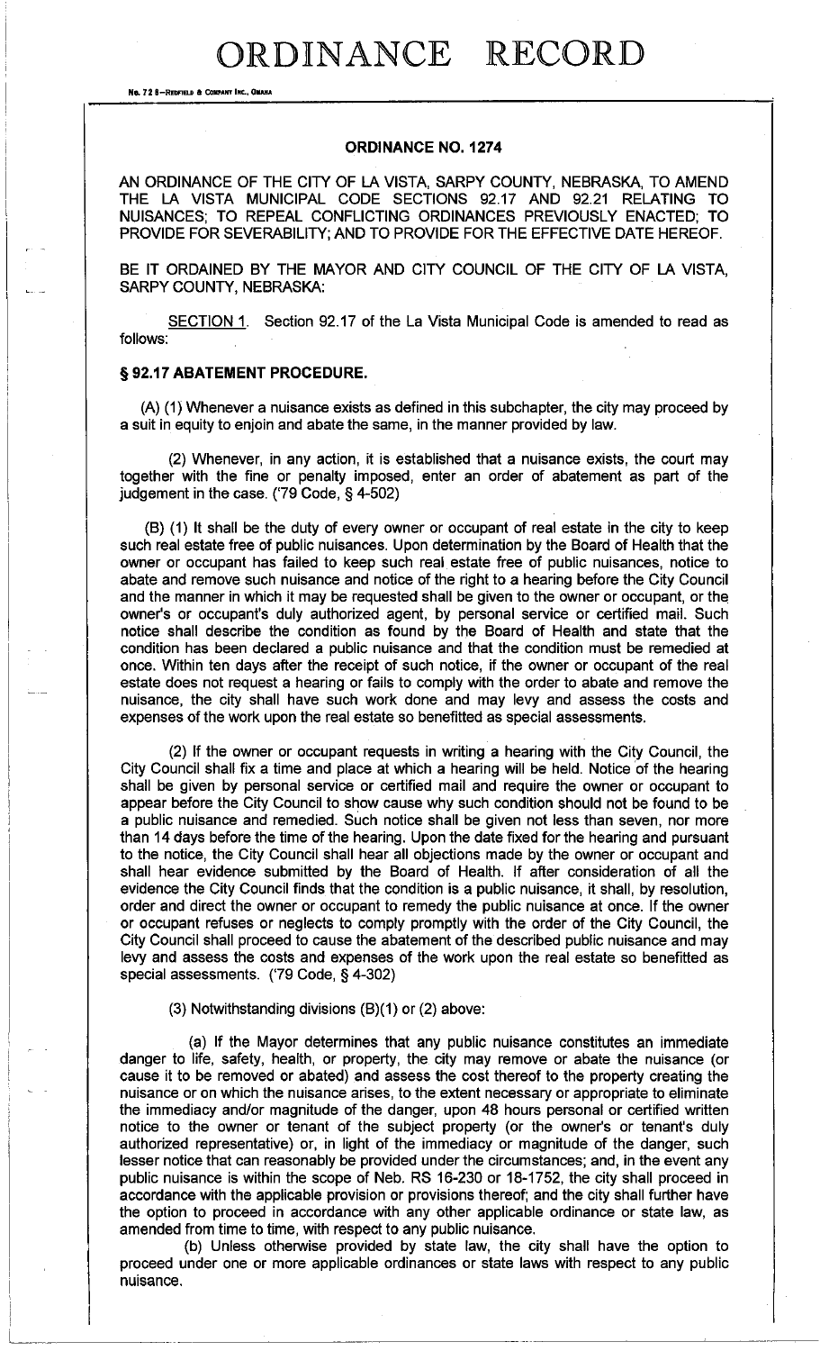# ORDINANCE RECORD

No. 72 8—REDFIELD & COMPANY INC., OMAHA

**ORDINANCE NO. 1274**

AN ORDINANCE OF THE CITY OF LA VISTA, SARPY COUNTY, NEBRASKA, TO AMEND THE LA VISTA MUNICIPAL CODE SECTIONS 92.17 AND 92.21 RELATING TO NUISANCES; TO REPEAL CONFLICTING ORDINANCES PREVIOUSLY ENACTED; TO PROVIDE FOR SEVERABILITY; AND TO PROVIDE FOR THE EFFECTIVE DATE HEREOF.

BE IT ORDAINED BY THE MAYOR AND CITY COUNCIL OF THE CITY OF LA VISTA, SARPY COUNTY, NEBRASKA:

SECTION 1. Section 92.17 of the La Vista Municipal Code is amended to read as follows:

**§ 92.17 ABATEMENT PROCEDURE.**

(A) (1) Whenever a nuisance exists as defined in this subchapter, the city may proceed by a suit in equity to enjoin and abate the same, in the manner provided by law.

(2) Whenever, in any action, it is established that a nuisance exists, the court may together with the fine or penalty imposed, enter an order of abatement as part of the judgement in the case. ('79 Code, § 4-502)

(B) (1) It shall be the duty of every owner or occupant of real estate in the city to keep such real estate free of public nuisances. Upon determination by the Board of Health that the owner or occupant has failed to keep such real estate free of public nuisances, notice to abate and remove such nuisance and notice of the right to a hearing before the City Council and the manner in which it may be requested shall be given to the owner or occupant, or the owner's or occupant's duly authorized agent, by personal service or certified mail. Such notice shall describe the condition as found by the Board of Health and state that the condition has been declared a public nuisance and that the condition must be remedied at once. Within ten days after the receipt of such notice, if the owner or occupant of the real estate does not request a hearing or fails to comply with the order to abate and remove the nuisance, the city shall have such work done and may levy and assess the costs and expenses of the work upon the real estate so benefitted as special assessments.

(2) If the owner or occupant requests in writing a hearing with the City Council, the City Council shall fix a time and place at which a hearing will be held. Notice of the hearing shall be given by personal service or certified mail and require the owner or occupant to appear before the City Council to show cause why such condition should not be found to be a public nuisance and remedied. Such notice shall be given not less than seven, nor more than 14 days before the time of the hearing. Upon the date fixed for the hearing and pursuant to the notice, the City Council shall hear all objections made by the owner or occupant and shall hear evidence submitted by the Board of Health. If after consideration of all the evidence the City Council finds that the condition is a public nuisance, it shall, by resolution, order and direct the owner or occupant to remedy the public nuisance at once. If the owner or occupant refuses or neglects to comply promptly with the order of the City Council, the City Council shall proceed to cause the abatement of the described public nuisance and may levy and assess the costs and expenses of the work upon the real estate so benefitted as special assessments. ('79 Code, § 4-302)

(3) Notwithstanding divisions (B)(1) or (2) above:

(a) If the Mayor determines that any public nuisance constitutes an immediate danger to life, safety, health, or property, the city may remove or abate the nuisance (or cause it to be removed or abated) and assess the cost thereof to the property creating the nuisance or on which the nuisance arises, to the extent necessary or appropriate to eliminate the immediacy and/or magnitude of the danger, upon 48 hours personal or certified written notice to the owner or tenant of the subject property (or the owner's or tenant's duly authorized representative) or, in light of the immediacy or magnitude of the danger, such lesser notice that can reasonably be provided under the circumstances; and, in the event any public nuisance is within the scope of Neb. RS 16-230 or 18-1752, the city shall proceed in accordance with the applicable provision or provisions thereof; and the city shall further have the option to proceed in accordance with any other applicable ordinance or state law, as amended from time to time, with respect to any public nuisance.

(b) Unless otherwise provided by state law, the city shall have the option to proceed under one or more applicable ordinances or state laws with respect to any public nuisance.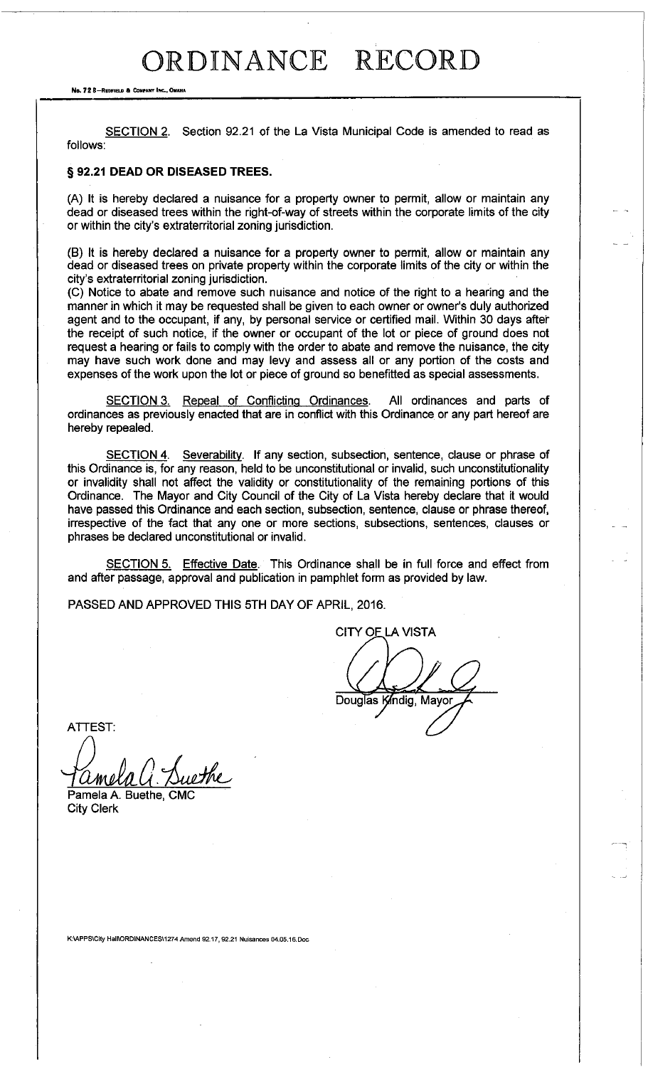# ORDINANCE RECORD

SECTION 2. Section 92.21 of the La Vista Municipal Code is amended to read as follows:

**§ 92.21 DEAD OR DISEASED TREES.**

(A) It is hereby declared a nuisance for a property owner to permit, allow or maintain any dead or diseased trees within the right-of-way of streets within the corporate limits of the city or within the city's extraterritorial zoning jurisdiction.

(B) It is hereby declared a nuisance for a property owner to permit, allow or maintain any dead or diseased trees on private property within the corporate limits of the city or within the city's extraterritorial zoning jurisdiction.

(C) Notice to abate and remove such nuisance and notice of the right to a hearing and the manner in which it may be requested shall be given to each owner or owner's duly authorized agent and to the occupant, if any, by personal service or certified mail. Within 30 days after the receipt of such notice, if the owner or occupant of the lot or piece of ground does not request a hearing or fails to comply with the order to abate and remove the nuisance, the city may have such work done and may levy and assess all or any portion of the costs and expenses of the work upon the lot or piece of ground so benefitted as special assessments.

SECTION 3. Repeal of Conflicting Ordinances. All ordinances and parts of ordinances as previously enacted that are in conflict with this Ordinance or any part hereof are hereby repealed.

SECTION 4. Severability. If any section, subsection, sentence, clause or phrase of this Ordinance is, for any reason, held to be unconstitutional or invalid, such unconstitutionality or invalidity shall not affect the validity or constitutionality of the remaining portions of this Ordinance. The Mayor and City Council of the City of La Vista hereby declare that it would have passed this Ordinance and each section, subsection, sentence, clause or phrase thereof, irrespective of the fact that any one or more sections, subsections, sentences, clauses or phrases be declared unconstitutional or invalid.

SECTION 5. Effective Date. This Ordinance shall be in full force and effect from and after passage, approval and publication in pamphlet form as provided by law.

PASSED AND APPROVED THIS 5TH DAY OF APRIL, 2016.

CITY OF LA VISTA

Douglas Kindig, Mayor

ATTEST:

Pamela A. Buethe, CMC
City Clerk

K:\APPS\City Hall\ORDINANCES\1274 Amend 92.17, 92.21 Nuisances 04.05.16.Doc